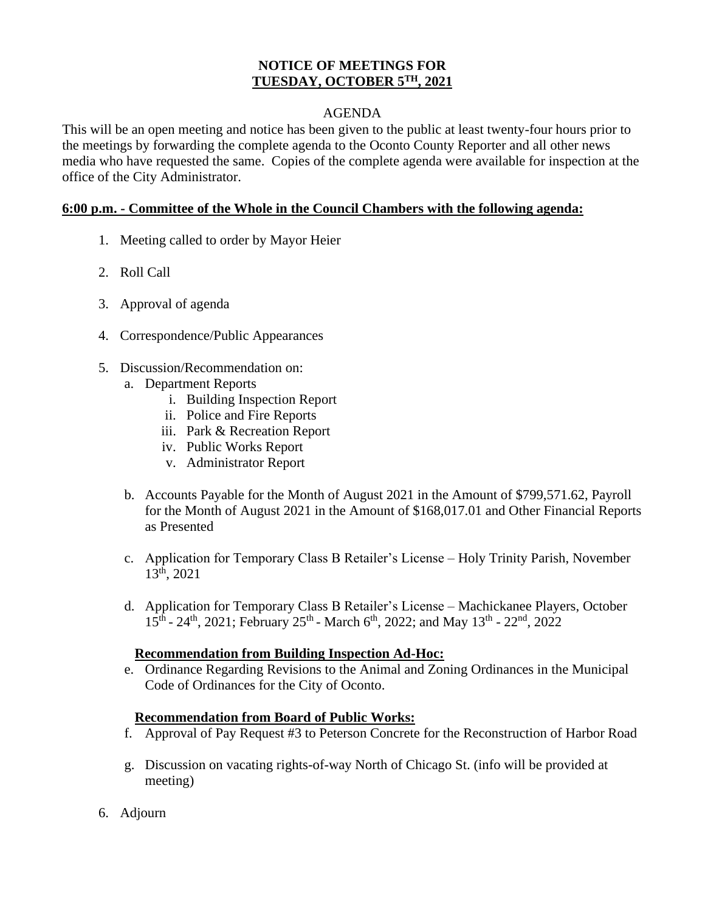**NOTICE OF MEETINGS FOR**
**TUESDAY, OCTOBER 5TH, 2021**

AGENDA

This will be an open meeting and notice has been given to the public at least twenty-four hours prior to the meetings by forwarding the complete agenda to the Oconto County Reporter and all other news media who have requested the same. Copies of the complete agenda were available for inspection at the office of the City Administrator.

**6:00 p.m. - Committee of the Whole in the Council Chambers with the following agenda:**

1. Meeting called to order by Mayor Heier
2. Roll Call
3. Approval of agenda
4. Correspondence/Public Appearances
5. Discussion/Recommendation on:
   a. Department Reports
      i. Building Inspection Report
      ii. Police and Fire Reports
      iii. Park & Recreation Report
      iv. Public Works Report
      v. Administrator Report

   b. Accounts Payable for the Month of August 2021 in the Amount of $799,571.62, Payroll for the Month of August 2021 in the Amount of $168,017.01 and Other Financial Reports as Presented

   c. Application for Temporary Class B Retailer's License – Holy Trinity Parish, November 13th, 2021

   d. Application for Temporary Class B Retailer's License – Machickanee Players, October 15th - 24th, 2021; February 25th - March 6th, 2022; and May 13th - 22nd, 2022

   **Recommendation from Building Inspection Ad-Hoc:**

   e. Ordinance Regarding Revisions to the Animal and Zoning Ordinances in the Municipal Code of Ordinances for the City of Oconto.

   **Recommendation from Board of Public Works:**

   f. Approval of Pay Request #3 to Peterson Concrete for the Reconstruction of Harbor Road

   g. Discussion on vacating rights-of-way North of Chicago St. (info will be provided at meeting)

6. Adjourn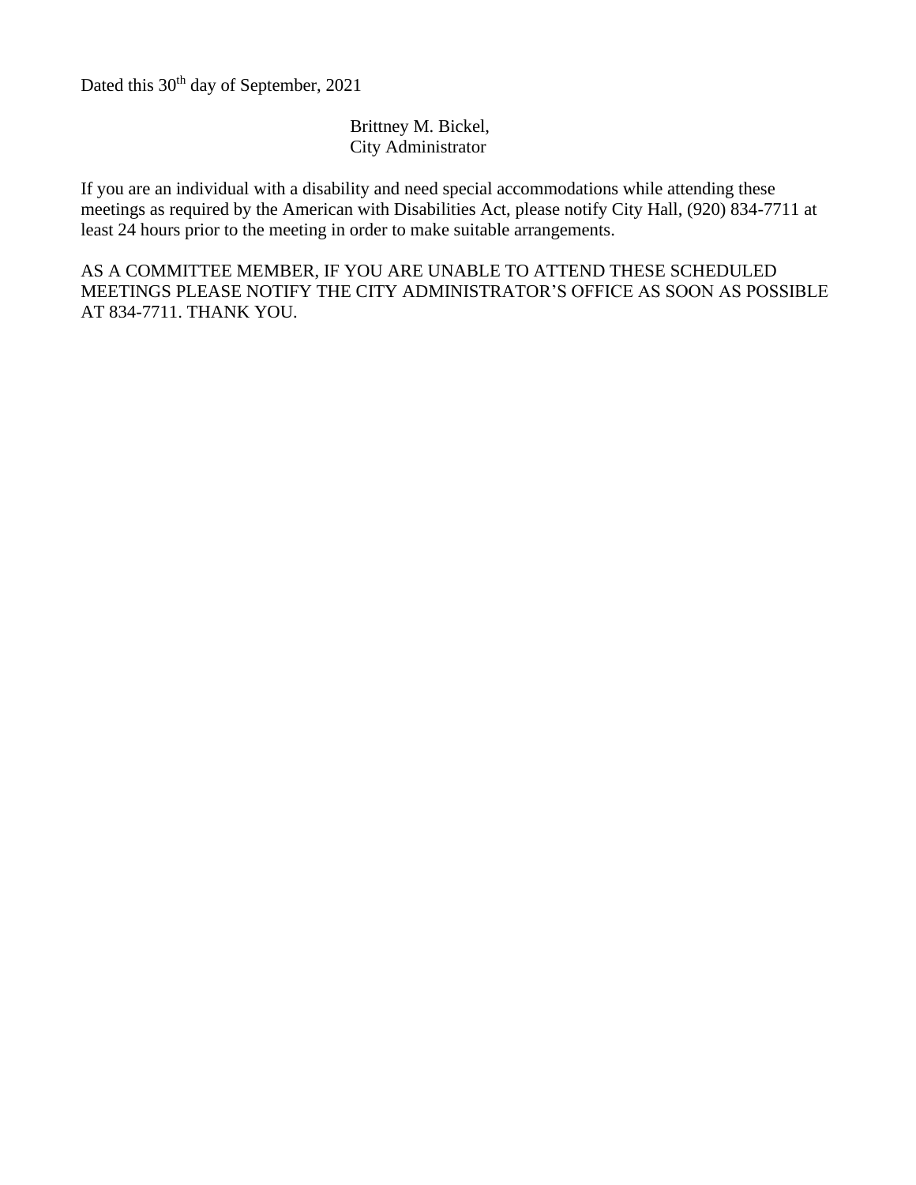Dated this 30th day of September, 2021

Brittney M. Bickel,
City Administrator

If you are an individual with a disability and need special accommodations while attending these meetings as required by the American with Disabilities Act, please notify City Hall, (920) 834-7711 at least 24 hours prior to the meeting in order to make suitable arrangements.

AS A COMMITTEE MEMBER, IF YOU ARE UNABLE TO ATTEND THESE SCHEDULED MEETINGS PLEASE NOTIFY THE CITY ADMINISTRATOR'S OFFICE AS SOON AS POSSIBLE AT 834-7711. THANK YOU.